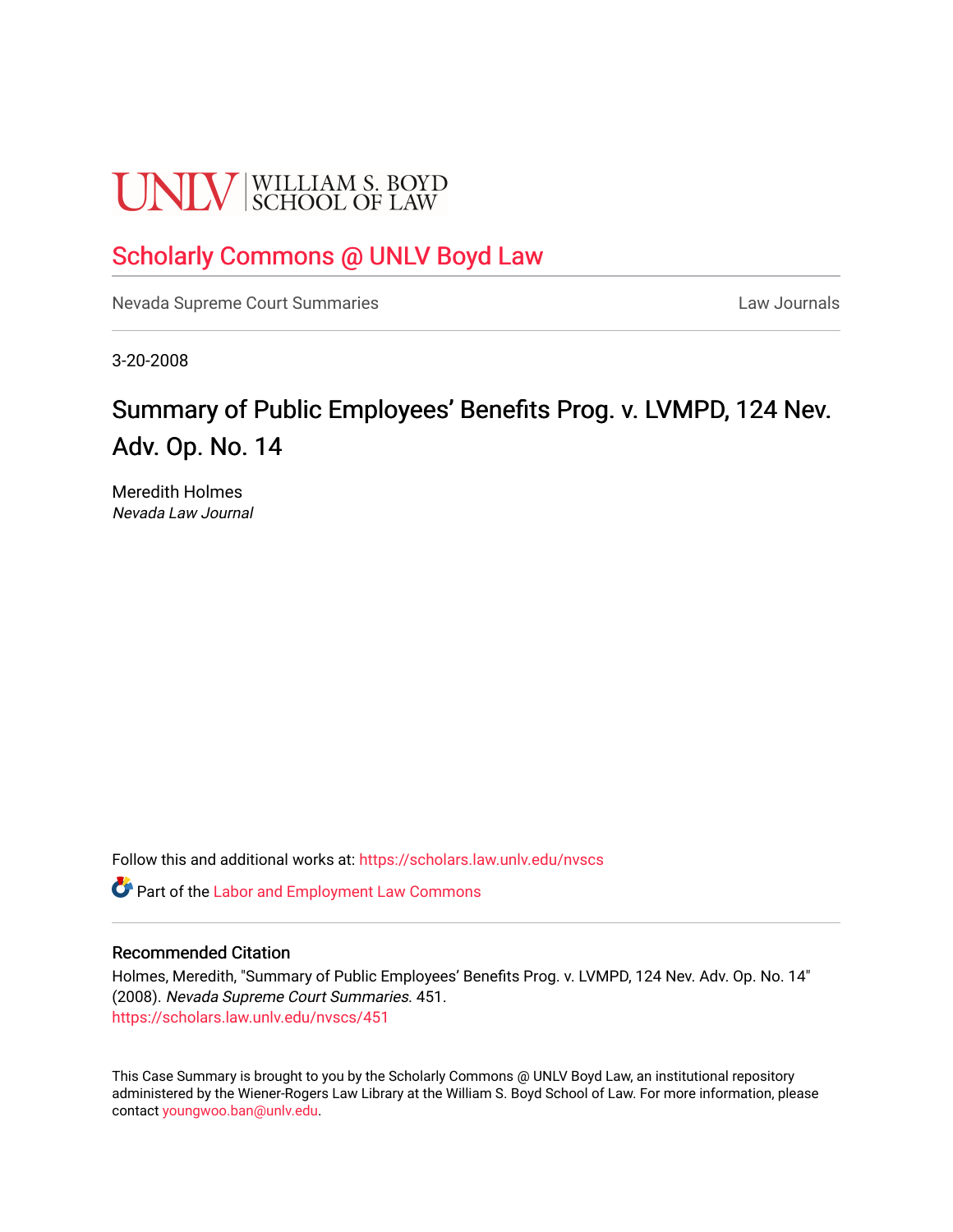UNLV | WILLIAM S. BOYD SCHOOL OF LAW

# Scholarly Commons @ UNLV Boyd Law

Nevada Supreme Court Summaries

Law Journals

3-20-2008

## Summary of Public Employees' Benefits Prog. v. LVMPD, 124 Nev. Adv. Op. No. 14

Meredith Holmes
*Nevada Law Journal*

Follow this and additional works at: https://scholars.law.unlv.edu/nvscs

Part of the Labor and Employment Law Commons

### Recommended Citation

Holmes, Meredith, "Summary of Public Employees' Benefits Prog. v. LVMPD, 124 Nev. Adv. Op. No. 14" (2008). *Nevada Supreme Court Summaries*. 451.
https://scholars.law.unlv.edu/nvscs/451

This Case Summary is brought to you by the Scholarly Commons @ UNLV Boyd Law, an institutional repository administered by the Wiener-Rogers Law Library at the William S. Boyd School of Law. For more information, please contact youngwoo.ban@unlv.edu.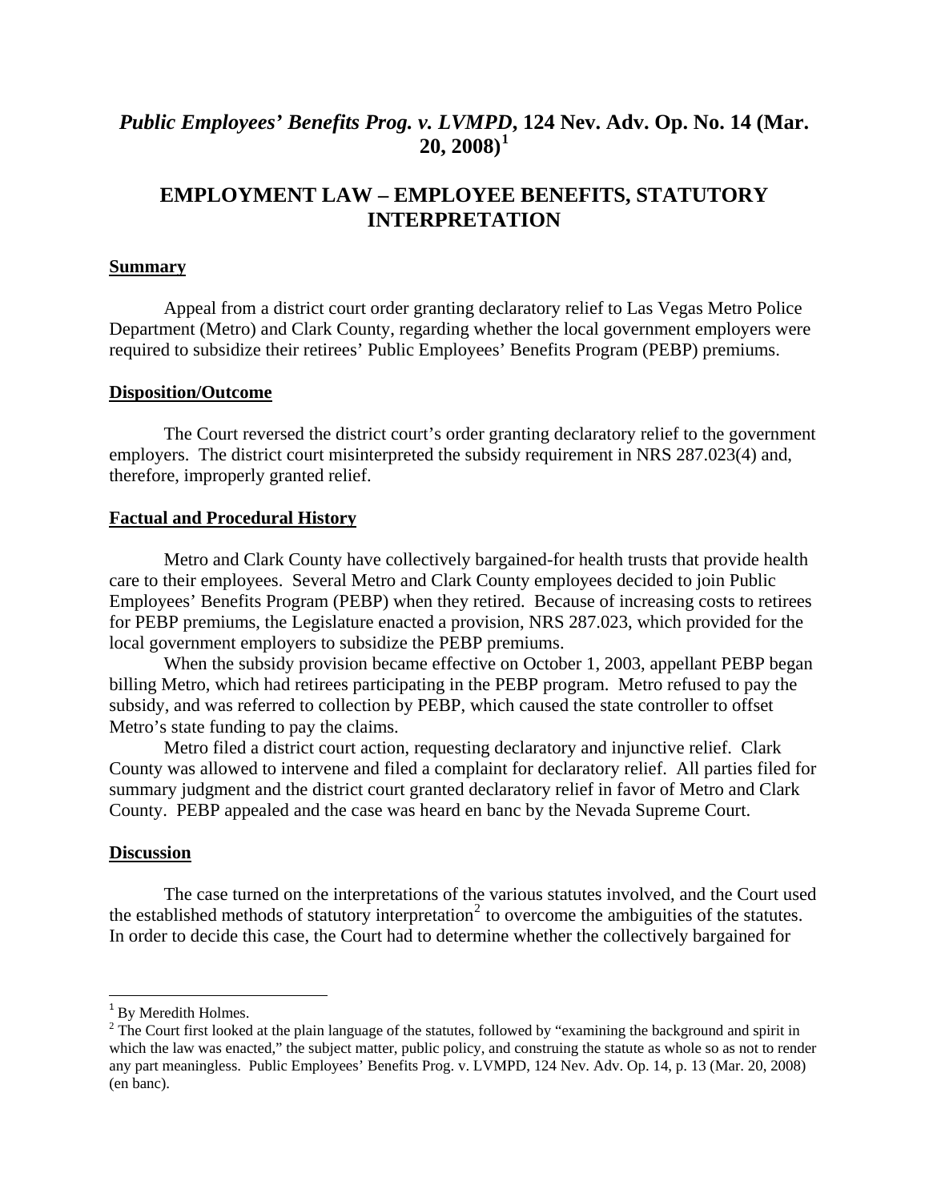# *Public Employees' Benefits Prog. v. LVMPD*, 124 Nev. Adv. Op. No. 14 (Mar. 20, 2008)[1]

## EMPLOYMENT LAW – EMPLOYEE BENEFITS, STATUTORY INTERPRETATION

### Summary

Appeal from a district court order granting declaratory relief to Las Vegas Metro Police Department (Metro) and Clark County, regarding whether the local government employers were required to subsidize their retirees' Public Employees' Benefits Program (PEBP) premiums.

### Disposition/Outcome

The Court reversed the district court's order granting declaratory relief to the government employers. The district court misinterpreted the subsidy requirement in NRS 287.023(4) and, therefore, improperly granted relief.

### Factual and Procedural History

Metro and Clark County have collectively bargained-for health trusts that provide health care to their employees. Several Metro and Clark County employees decided to join Public Employees' Benefits Program (PEBP) when they retired. Because of increasing costs to retirees for PEBP premiums, the Legislature enacted a provision, NRS 287.023, which provided for the local government employers to subsidize the PEBP premiums.

When the subsidy provision became effective on October 1, 2003, appellant PEBP began billing Metro, which had retirees participating in the PEBP program. Metro refused to pay the subsidy, and was referred to collection by PEBP, which caused the state controller to offset Metro's state funding to pay the claims.

Metro filed a district court action, requesting declaratory and injunctive relief. Clark County was allowed to intervene and filed a complaint for declaratory relief. All parties filed for summary judgment and the district court granted declaratory relief in favor of Metro and Clark County. PEBP appealed and the case was heard en banc by the Nevada Supreme Court.

### Discussion

The case turned on the interpretations of the various statutes involved, and the Court used the established methods of statutory interpretation[2] to overcome the ambiguities of the statutes. In order to decide this case, the Court had to determine whether the collectively bargained for

---

[1] By Meredith Holmes.

[2] The Court first looked at the plain language of the statutes, followed by "examining the background and spirit in which the law was enacted," the subject matter, public policy, and construing the statute as whole so as not to render any part meaningless. Public Employees' Benefits Prog. v. LVMPD, 124 Nev. Adv. Op. 14, p. 13 (Mar. 20, 2008) (en banc).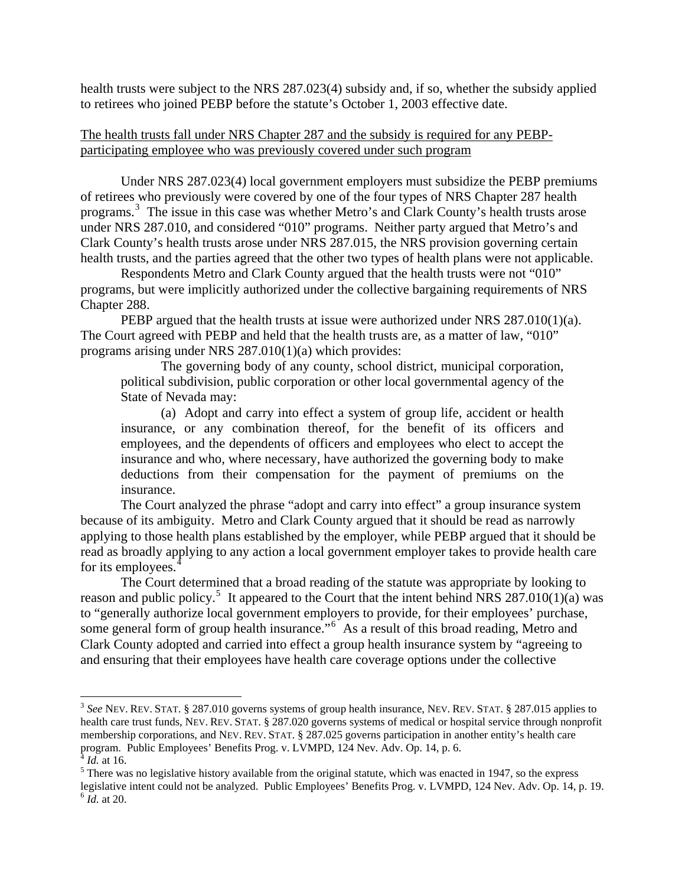health trusts were subject to the NRS 287.023(4) subsidy and, if so, whether the subsidy applied to retirees who joined PEBP before the statute's October 1, 2003 effective date.

<u>The health trusts fall under NRS Chapter 287 and the subsidy is required for any PEBP-participating employee who was previously covered under such program</u>

Under NRS 287.023(4) local government employers must subsidize the PEBP premiums of retirees who previously were covered by one of the four types of NRS Chapter 287 health programs.[3] The issue in this case was whether Metro's and Clark County's health trusts arose under NRS 287.010, and considered "010" programs. Neither party argued that Metro's and Clark County's health trusts arose under NRS 287.015, the NRS provision governing certain health trusts, and the parties agreed that the other two types of health plans were not applicable.

Respondents Metro and Clark County argued that the health trusts were not "010" programs, but were implicitly authorized under the collective bargaining requirements of NRS Chapter 288.

PEBP argued that the health trusts at issue were authorized under NRS 287.010(1)(a). The Court agreed with PEBP and held that the health trusts are, as a matter of law, "010" programs arising under NRS 287.010(1)(a) which provides:

> The governing body of any county, school district, municipal corporation, political subdivision, public corporation or other local governmental agency of the State of Nevada may:
>
> (a) Adopt and carry into effect a system of group life, accident or health insurance, or any combination thereof, for the benefit of its officers and employees, and the dependents of officers and employees who elect to accept the insurance and who, where necessary, have authorized the governing body to make deductions from their compensation for the payment of premiums on the insurance.

The Court analyzed the phrase "adopt and carry into effect" a group insurance system because of its ambiguity. Metro and Clark County argued that it should be read as narrowly applying to those health plans established by the employer, while PEBP argued that it should be read as broadly applying to any action a local government employer takes to provide health care for its employees.[4]

The Court determined that a broad reading of the statute was appropriate by looking to reason and public policy.[5] It appeared to the Court that the intent behind NRS 287.010(1)(a) was to "generally authorize local government employers to provide, for their employees' purchase, some general form of group health insurance."[6] As a result of this broad reading, Metro and Clark County adopted and carried into effect a group health insurance system by "agreeing to and ensuring that their employees have health care coverage options under the collective

---

[3] *See* NEV. REV. STAT. § 287.010 governs systems of group health insurance, NEV. REV. STAT. § 287.015 applies to health care trust funds, NEV. REV. STAT. § 287.020 governs systems of medical or hospital service through nonprofit membership corporations, and NEV. REV. STAT. § 287.025 governs participation in another entity's health care program. Public Employees' Benefits Prog. v. LVMPD, 124 Nev. Adv. Op. 14, p. 6.

[4] *Id.* at 16.

[5] There was no legislative history available from the original statute, which was enacted in 1947, so the express legislative intent could not be analyzed. Public Employees' Benefits Prog. v. LVMPD, 124 Nev. Adv. Op. 14, p. 19.

[6] *Id.* at 20.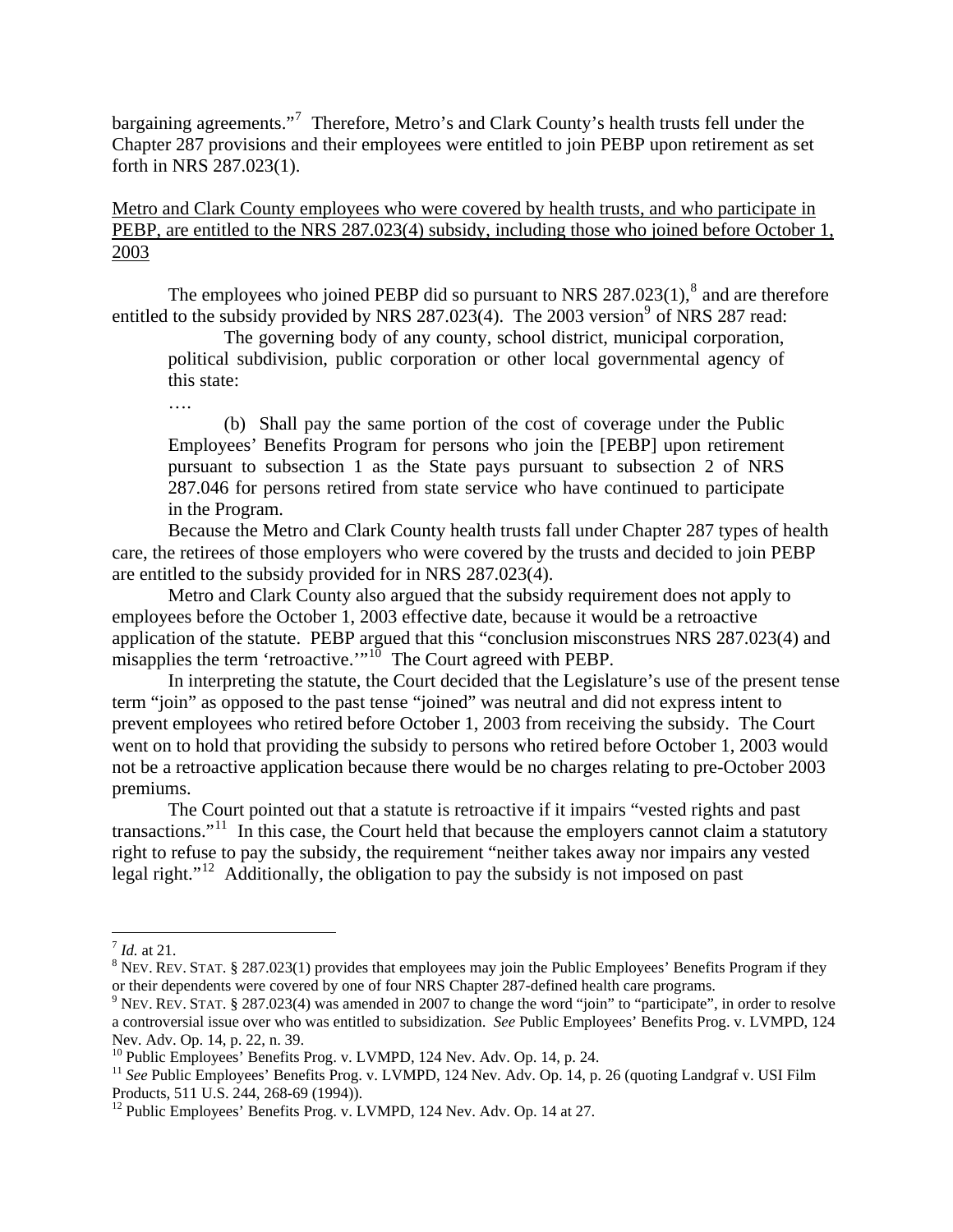bargaining agreements."[7] Therefore, Metro's and Clark County's health trusts fell under the Chapter 287 provisions and their employees were entitled to join PEBP upon retirement as set forth in NRS 287.023(1).

<u>Metro and Clark County employees who were covered by health trusts, and who participate in PEBP, are entitled to the NRS 287.023(4) subsidy, including those who joined before October 1, 2003</u>

The employees who joined PEBP did so pursuant to NRS 287.023(1),[8] and are therefore entitled to the subsidy provided by NRS 287.023(4). The 2003 version[9] of NRS 287 read:

> The governing body of any county, school district, municipal corporation, political subdivision, public corporation or other local governmental agency of this state:
>
> ….
>
> (b) Shall pay the same portion of the cost of coverage under the Public Employees' Benefits Program for persons who join the [PEBP] upon retirement pursuant to subsection 1 as the State pays pursuant to subsection 2 of NRS 287.046 for persons retired from state service who have continued to participate in the Program.

Because the Metro and Clark County health trusts fall under Chapter 287 types of health care, the retirees of those employers who were covered by the trusts and decided to join PEBP are entitled to the subsidy provided for in NRS 287.023(4).

Metro and Clark County also argued that the subsidy requirement does not apply to employees before the October 1, 2003 effective date, because it would be a retroactive application of the statute. PEBP argued that this "conclusion misconstrues NRS 287.023(4) and misapplies the term 'retroactive.'"[10] The Court agreed with PEBP.

In interpreting the statute, the Court decided that the Legislature's use of the present tense term "join" as opposed to the past tense "joined" was neutral and did not express intent to prevent employees who retired before October 1, 2003 from receiving the subsidy. The Court went on to hold that providing the subsidy to persons who retired before October 1, 2003 would not be a retroactive application because there would be no charges relating to pre-October 2003 premiums.

The Court pointed out that a statute is retroactive if it impairs "vested rights and past transactions."[11] In this case, the Court held that because the employers cannot claim a statutory right to refuse to pay the subsidy, the requirement "neither takes away nor impairs any vested legal right."[12] Additionally, the obligation to pay the subsidy is not imposed on past

---

[7] *Id.* at 21.

[8] NEV. REV. STAT. § 287.023(1) provides that employees may join the Public Employees' Benefits Program if they or their dependents were covered by one of four NRS Chapter 287-defined health care programs.

[9] NEV. REV. STAT. § 287.023(4) was amended in 2007 to change the word "join" to "participate", in order to resolve a controversial issue over who was entitled to subsidization. *See* Public Employees' Benefits Prog. v. LVMPD, 124 Nev. Adv. Op. 14, p. 22, n. 39.

[10] Public Employees' Benefits Prog. v. LVMPD, 124 Nev. Adv. Op. 14, p. 24.

[11] *See* Public Employees' Benefits Prog. v. LVMPD, 124 Nev. Adv. Op. 14, p. 26 (quoting Landgraf v. USI Film Products, 511 U.S. 244, 268-69 (1994)).

[12] Public Employees' Benefits Prog. v. LVMPD, 124 Nev. Adv. Op. 14 at 27.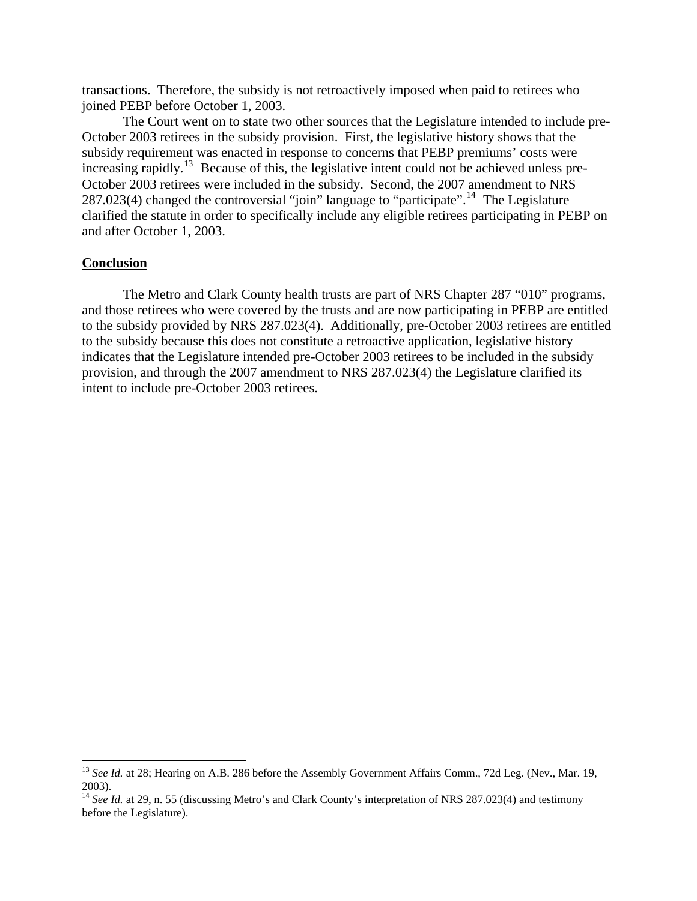transactions. Therefore, the subsidy is not retroactively imposed when paid to retirees who joined PEBP before October 1, 2003.

The Court went on to state two other sources that the Legislature intended to include pre-October 2003 retirees in the subsidy provision. First, the legislative history shows that the subsidy requirement was enacted in response to concerns that PEBP premiums' costs were increasing rapidly.[13] Because of this, the legislative intent could not be achieved unless pre-October 2003 retirees were included in the subsidy. Second, the 2007 amendment to NRS 287.023(4) changed the controversial "join" language to "participate".[14] The Legislature clarified the statute in order to specifically include any eligible retirees participating in PEBP on and after October 1, 2003.

## Conclusion

The Metro and Clark County health trusts are part of NRS Chapter 287 "010" programs, and those retirees who were covered by the trusts and are now participating in PEBP are entitled to the subsidy provided by NRS 287.023(4). Additionally, pre-October 2003 retirees are entitled to the subsidy because this does not constitute a retroactive application, legislative history indicates that the Legislature intended pre-October 2003 retirees to be included in the subsidy provision, and through the 2007 amendment to NRS 287.023(4) the Legislature clarified its intent to include pre-October 2003 retirees.

---

[13] *See Id.* at 28; Hearing on A.B. 286 before the Assembly Government Affairs Comm., 72d Leg. (Nev., Mar. 19, 2003).

[14] *See Id.* at 29, n. 55 (discussing Metro's and Clark County's interpretation of NRS 287.023(4) and testimony before the Legislature).